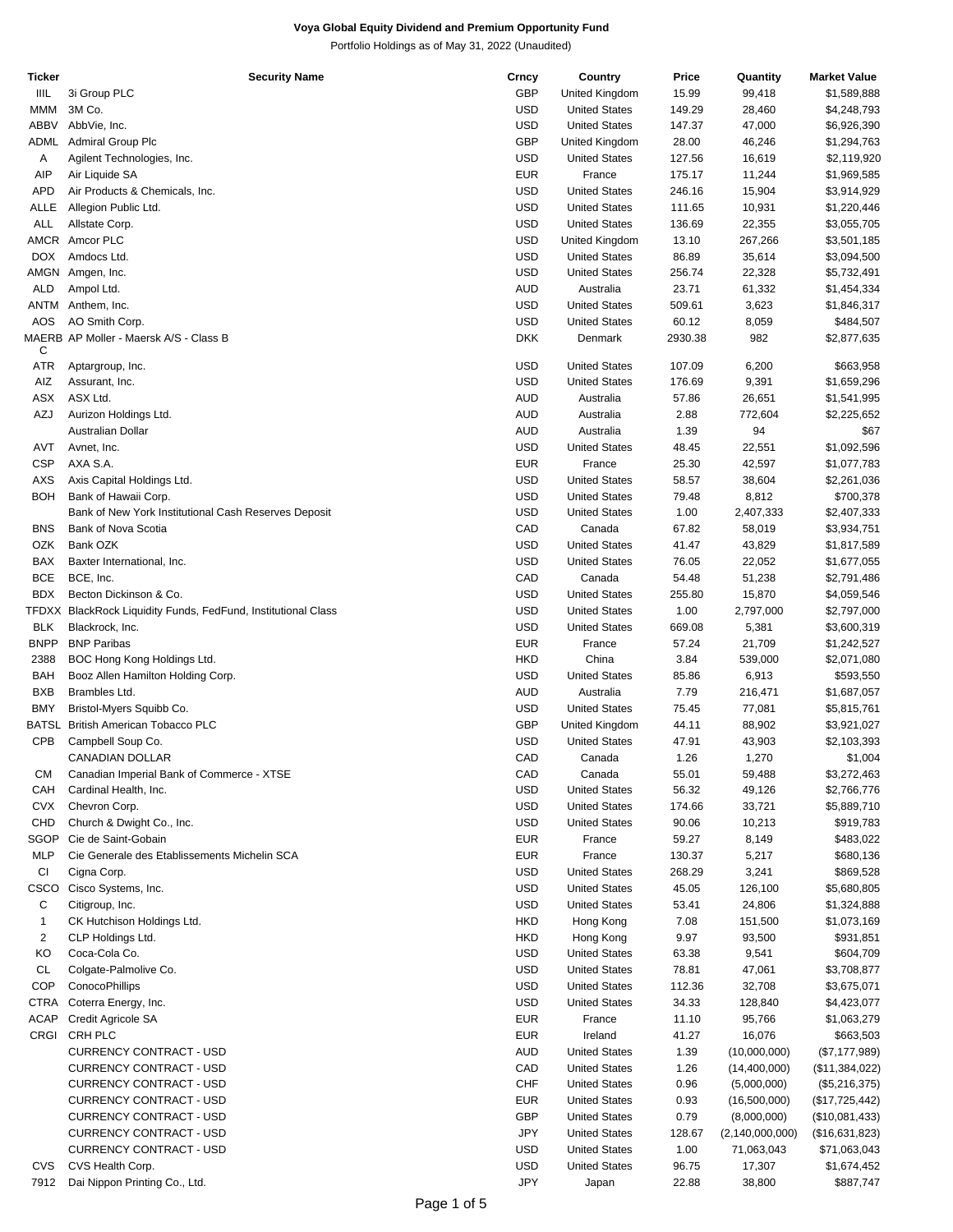**Voya Global Equity Dividend and Premium Opportunity Fund**

Portfolio Holdings as of May 31, 2022 (Unaudited)

| Ticker | Security Name | Crncy | Country | Price | Quantity | Market Value |
|---|---|---|---|---|---|---|
| IIIL | 3i Group PLC | GBP | United Kingdom | 15.99 | 99,418 | $1,589,888 |
| MMM | 3M Co. | USD | United States | 149.29 | 28,460 | $4,248,793 |
| ABBV | AbbVie, Inc. | USD | United States | 147.37 | 47,000 | $6,926,390 |
| ADML | Admiral Group Plc | GBP | United Kingdom | 28.00 | 46,246 | $1,294,763 |
| A | Agilent Technologies, Inc. | USD | United States | 127.56 | 16,619 | $2,119,920 |
| AIP | Air Liquide SA | EUR | France | 175.17 | 11,244 | $1,969,585 |
| APD | Air Products & Chemicals, Inc. | USD | United States | 246.16 | 15,904 | $3,914,929 |
| ALLE | Allegion Public Ltd. | USD | United States | 111.65 | 10,931 | $1,220,446 |
| ALL | Allstate Corp. | USD | United States | 136.69 | 22,355 | $3,055,705 |
| AMCR | Amcor PLC | USD | United Kingdom | 13.10 | 267,266 | $3,501,185 |
| DOX | Amdocs Ltd. | USD | United States | 86.89 | 35,614 | $3,094,500 |
| AMGN | Amgen, Inc. | USD | United States | 256.74 | 22,328 | $5,732,491 |
| ALD | Ampol Ltd. | AUD | Australia | 23.71 | 61,332 | $1,454,334 |
| ANTM | Anthem, Inc. | USD | United States | 509.61 | 3,623 | $1,846,317 |
| AOS | AO Smith Corp. | USD | United States | 60.12 | 8,059 | $484,507 |
| MAERBC | AP Moller - Maersk A/S - Class B | DKK | Denmark | 2930.38 | 982 | $2,877,635 |
| ATR | Aptargroup, Inc. | USD | United States | 107.09 | 6,200 | $663,958 |
| AIZ | Assurant, Inc. | USD | United States | 176.69 | 9,391 | $1,659,296 |
| ASX | ASX Ltd. | AUD | Australia | 57.86 | 26,651 | $1,541,995 |
| AZJ | Aurizon Holdings Ltd. | AUD | Australia | 2.88 | 772,604 | $2,225,652 |
| | Australian Dollar | AUD | Australia | 1.39 | 94 | $67 |
| AVT | Avnet, Inc. | USD | United States | 48.45 | 22,551 | $1,092,596 |
| CSP | AXA S.A. | EUR | France | 25.30 | 42,597 | $1,077,783 |
| AXS | Axis Capital Holdings Ltd. | USD | United States | 58.57 | 38,604 | $2,261,036 |
| BOH | Bank of Hawaii Corp. | USD | United States | 79.48 | 8,812 | $700,378 |
| | Bank of New York Institutional Cash Reserves Deposit | USD | United States | 1.00 | 2,407,333 | $2,407,333 |
| BNS | Bank of Nova Scotia | CAD | Canada | 67.82 | 58,019 | $3,934,751 |
| OZK | Bank OZK | USD | United States | 41.47 | 43,829 | $1,817,589 |
| BAX | Baxter International, Inc. | USD | United States | 76.05 | 22,052 | $1,677,055 |
| BCE | BCE, Inc. | CAD | Canada | 54.48 | 51,238 | $2,791,486 |
| BDX | Becton Dickinson & Co. | USD | United States | 255.80 | 15,870 | $4,059,546 |
| TFDXX | BlackRock Liquidity Funds, FedFund, Institutional Class | USD | United States | 1.00 | 2,797,000 | $2,797,000 |
| BLK | Blackrock, Inc. | USD | United States | 669.08 | 5,381 | $3,600,319 |
| BNPP | BNP Paribas | EUR | France | 57.24 | 21,709 | $1,242,527 |
| 2388 | BOC Hong Kong Holdings Ltd. | HKD | China | 3.84 | 539,000 | $2,071,080 |
| BAH | Booz Allen Hamilton Holding Corp. | USD | United States | 85.86 | 6,913 | $593,550 |
| BXB | Brambles Ltd. | AUD | Australia | 7.79 | 216,471 | $1,687,057 |
| BMY | Bristol-Myers Squibb Co. | USD | United States | 75.45 | 77,081 | $5,815,761 |
| BATSL | British American Tobacco PLC | GBP | United Kingdom | 44.11 | 88,902 | $3,921,027 |
| CPB | Campbell Soup Co. | USD | United States | 47.91 | 43,903 | $2,103,393 |
| | CANADIAN DOLLAR | CAD | Canada | 1.26 | 1,270 | $1,004 |
| CM | Canadian Imperial Bank of Commerce - XTSE | CAD | Canada | 55.01 | 59,488 | $3,272,463 |
| CAH | Cardinal Health, Inc. | USD | United States | 56.32 | 49,126 | $2,766,776 |
| CVX | Chevron Corp. | USD | United States | 174.66 | 33,721 | $5,889,710 |
| CHD | Church & Dwight Co., Inc. | USD | United States | 90.06 | 10,213 | $919,783 |
| SGOP | Cie de Saint-Gobain | EUR | France | 59.27 | 8,149 | $483,022 |
| MLP | Cie Generale des Etablissements Michelin SCA | EUR | France | 130.37 | 5,217 | $680,136 |
| CI | Cigna Corp. | USD | United States | 268.29 | 3,241 | $869,528 |
| CSCO | Cisco Systems, Inc. | USD | United States | 45.05 | 126,100 | $5,680,805 |
| C | Citigroup, Inc. | USD | United States | 53.41 | 24,806 | $1,324,888 |
| 1 | CK Hutchison Holdings Ltd. | HKD | Hong Kong | 7.08 | 151,500 | $1,073,169 |
| 2 | CLP Holdings Ltd. | HKD | Hong Kong | 9.97 | 93,500 | $931,851 |
| KO | Coca-Cola Co. | USD | United States | 63.38 | 9,541 | $604,709 |
| CL | Colgate-Palmolive Co. | USD | United States | 78.81 | 47,061 | $3,708,877 |
| COP | ConocoPhillips | USD | United States | 112.36 | 32,708 | $3,675,071 |
| CTRA | Coterra Energy, Inc. | USD | United States | 34.33 | 128,840 | $4,423,077 |
| ACAP | Credit Agricole SA | EUR | France | 11.10 | 95,766 | $1,063,279 |
| CRGI | CRH PLC | EUR | Ireland | 41.27 | 16,076 | $663,503 |
| | CURRENCY CONTRACT - USD | AUD | United States | 1.39 | (10,000,000) | ($7,177,989) |
| | CURRENCY CONTRACT - USD | CAD | United States | 1.26 | (14,400,000) | ($11,384,022) |
| | CURRENCY CONTRACT - USD | CHF | United States | 0.96 | (5,000,000) | ($5,216,375) |
| | CURRENCY CONTRACT - USD | EUR | United States | 0.93 | (16,500,000) | ($17,725,442) |
| | CURRENCY CONTRACT - USD | GBP | United States | 0.79 | (8,000,000) | ($10,081,433) |
| | CURRENCY CONTRACT - USD | JPY | United States | 128.67 | (2,140,000,000) | ($16,631,823) |
| | CURRENCY CONTRACT - USD | USD | United States | 1.00 | 71,063,043 | $71,063,043 |
| CVS | CVS Health Corp. | USD | United States | 96.75 | 17,307 | $1,674,452 |
| 7912 | Dai Nippon Printing Co., Ltd. | JPY | Japan | 22.88 | 38,800 | $887,747 |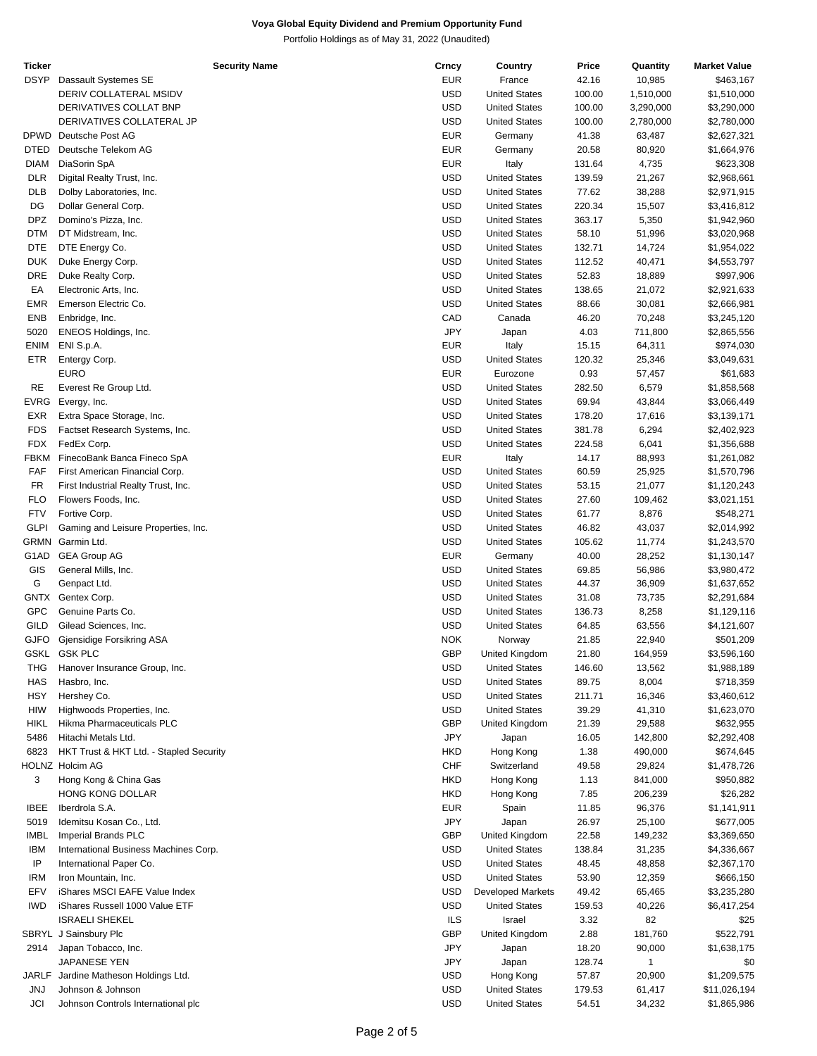**Voya Global Equity Dividend and Premium Opportunity Fund**

Portfolio Holdings as of May 31, 2022 (Unaudited)

| Ticker | Security Name | Crncy | Country | Price | Quantity | Market Value |
|---|---|---|---|---|---|---|
| DSYP | Dassault Systemes SE | EUR | France | 42.16 | 10,985 | $463,167 |
| | DERIV COLLATERAL MSIDV | USD | United States | 100.00 | 1,510,000 | $1,510,000 |
| | DERIVATIVES COLLAT BNP | USD | United States | 100.00 | 3,290,000 | $3,290,000 |
| | DERIVATIVES COLLATERAL JP | USD | United States | 100.00 | 2,780,000 | $2,780,000 |
| DPWD | Deutsche Post AG | EUR | Germany | 41.38 | 63,487 | $2,627,321 |
| DTED | Deutsche Telekom AG | EUR | Germany | 20.58 | 80,920 | $1,664,976 |
| DIAM | DiaSorin SpA | EUR | Italy | 131.64 | 4,735 | $623,308 |
| DLR | Digital Realty Trust, Inc. | USD | United States | 139.59 | 21,267 | $2,968,661 |
| DLB | Dolby Laboratories, Inc. | USD | United States | 77.62 | 38,288 | $2,971,915 |
| DG | Dollar General Corp. | USD | United States | 220.34 | 15,507 | $3,416,812 |
| DPZ | Domino's Pizza, Inc. | USD | United States | 363.17 | 5,350 | $1,942,960 |
| DTM | DT Midstream, Inc. | USD | United States | 58.10 | 51,996 | $3,020,968 |
| DTE | DTE Energy Co. | USD | United States | 132.71 | 14,724 | $1,954,022 |
| DUK | Duke Energy Corp. | USD | United States | 112.52 | 40,471 | $4,553,797 |
| DRE | Duke Realty Corp. | USD | United States | 52.83 | 18,889 | $997,906 |
| EA | Electronic Arts, Inc. | USD | United States | 138.65 | 21,072 | $2,921,633 |
| EMR | Emerson Electric Co. | USD | United States | 88.66 | 30,081 | $2,666,981 |
| ENB | Enbridge, Inc. | CAD | Canada | 46.20 | 70,248 | $3,245,120 |
| 5020 | ENEOS Holdings, Inc. | JPY | Japan | 4.03 | 711,800 | $2,865,556 |
| ENIM | ENI S.p.A. | EUR | Italy | 15.15 | 64,311 | $974,030 |
| ETR | Entergy Corp. | USD | United States | 120.32 | 25,346 | $3,049,631 |
| | EURO | EUR | Eurozone | 0.93 | 57,457 | $61,683 |
| RE | Everest Re Group Ltd. | USD | United States | 282.50 | 6,579 | $1,858,568 |
| EVRG | Evergy, Inc. | USD | United States | 69.94 | 43,844 | $3,066,449 |
| EXR | Extra Space Storage, Inc. | USD | United States | 178.20 | 17,616 | $3,139,171 |
| FDS | Factset Research Systems, Inc. | USD | United States | 381.78 | 6,294 | $2,402,923 |
| FDX | FedEx Corp. | USD | United States | 224.58 | 6,041 | $1,356,688 |
| FBKM | FinecoBank Banca Fineco SpA | EUR | Italy | 14.17 | 88,993 | $1,261,082 |
| FAF | First American Financial Corp. | USD | United States | 60.59 | 25,925 | $1,570,796 |
| FR | First Industrial Realty Trust, Inc. | USD | United States | 53.15 | 21,077 | $1,120,243 |
| FLO | Flowers Foods, Inc. | USD | United States | 27.60 | 109,462 | $3,021,151 |
| FTV | Fortive Corp. | USD | United States | 61.77 | 8,876 | $548,271 |
| GLPI | Gaming and Leisure Properties, Inc. | USD | United States | 46.82 | 43,037 | $2,014,992 |
| GRMN | Garmin Ltd. | USD | United States | 105.62 | 11,774 | $1,243,570 |
| G1AD | GEA Group AG | EUR | Germany | 40.00 | 28,252 | $1,130,147 |
| GIS | General Mills, Inc. | USD | United States | 69.85 | 56,986 | $3,980,472 |
| G | Genpact Ltd. | USD | United States | 44.37 | 36,909 | $1,637,652 |
| GNTX | Gentex Corp. | USD | United States | 31.08 | 73,735 | $2,291,684 |
| GPC | Genuine Parts Co. | USD | United States | 136.73 | 8,258 | $1,129,116 |
| GILD | Gilead Sciences, Inc. | USD | United States | 64.85 | 63,556 | $4,121,607 |
| GJFO | Gjensidige Forsikring ASA | NOK | Norway | 21.85 | 22,940 | $501,209 |
| GSKL | GSK PLC | GBP | United Kingdom | 21.80 | 164,959 | $3,596,160 |
| THG | Hanover Insurance Group, Inc. | USD | United States | 146.60 | 13,562 | $1,988,189 |
| HAS | Hasbro, Inc. | USD | United States | 89.75 | 8,004 | $718,359 |
| HSY | Hershey Co. | USD | United States | 211.71 | 16,346 | $3,460,612 |
| HIW | Highwoods Properties, Inc. | USD | United States | 39.29 | 41,310 | $1,623,070 |
| HIKL | Hikma Pharmaceuticals PLC | GBP | United Kingdom | 21.39 | 29,588 | $632,955 |
| 5486 | Hitachi Metals Ltd. | JPY | Japan | 16.05 | 142,800 | $2,292,408 |
| 6823 | HKT Trust & HKT Ltd. - Stapled Security | HKD | Hong Kong | 1.38 | 490,000 | $674,645 |
| HOLNZ | Holcim AG | CHF | Switzerland | 49.58 | 29,824 | $1,478,726 |
| 3 | Hong Kong & China Gas | HKD | Hong Kong | 1.13 | 841,000 | $950,882 |
| | HONG KONG DOLLAR | HKD | Hong Kong | 7.85 | 206,239 | $26,282 |
| IBEE | Iberdrola S.A. | EUR | Spain | 11.85 | 96,376 | $1,141,911 |
| 5019 | Idemitsu Kosan Co., Ltd. | JPY | Japan | 26.97 | 25,100 | $677,005 |
| IMBL | Imperial Brands PLC | GBP | United Kingdom | 22.58 | 149,232 | $3,369,650 |
| IBM | International Business Machines Corp. | USD | United States | 138.84 | 31,235 | $4,336,667 |
| IP | International Paper Co. | USD | United States | 48.45 | 48,858 | $2,367,170 |
| IRM | Iron Mountain, Inc. | USD | United States | 53.90 | 12,359 | $666,150 |
| EFV | iShares MSCI EAFE Value Index | USD | Developed Markets | 49.42 | 65,465 | $3,235,280 |
| IWD | iShares Russell 1000 Value ETF | USD | United States | 159.53 | 40,226 | $6,417,254 |
| | ISRAELI SHEKEL | ILS | Israel | 3.32 | 82 | $25 |
| SBRYL | J Sainsbury Plc | GBP | United Kingdom | 2.88 | 181,760 | $522,791 |
| 2914 | Japan Tobacco, Inc. | JPY | Japan | 18.20 | 90,000 | $1,638,175 |
| | JAPANESE YEN | JPY | Japan | 128.74 | 1 | $0 |
| JARLF | Jardine Matheson Holdings Ltd. | USD | Hong Kong | 57.87 | 20,900 | $1,209,575 |
| JNJ | Johnson & Johnson | USD | United States | 179.53 | 61,417 | $11,026,194 |
| JCI | Johnson Controls International plc | USD | United States | 54.51 | 34,232 | $1,865,986 |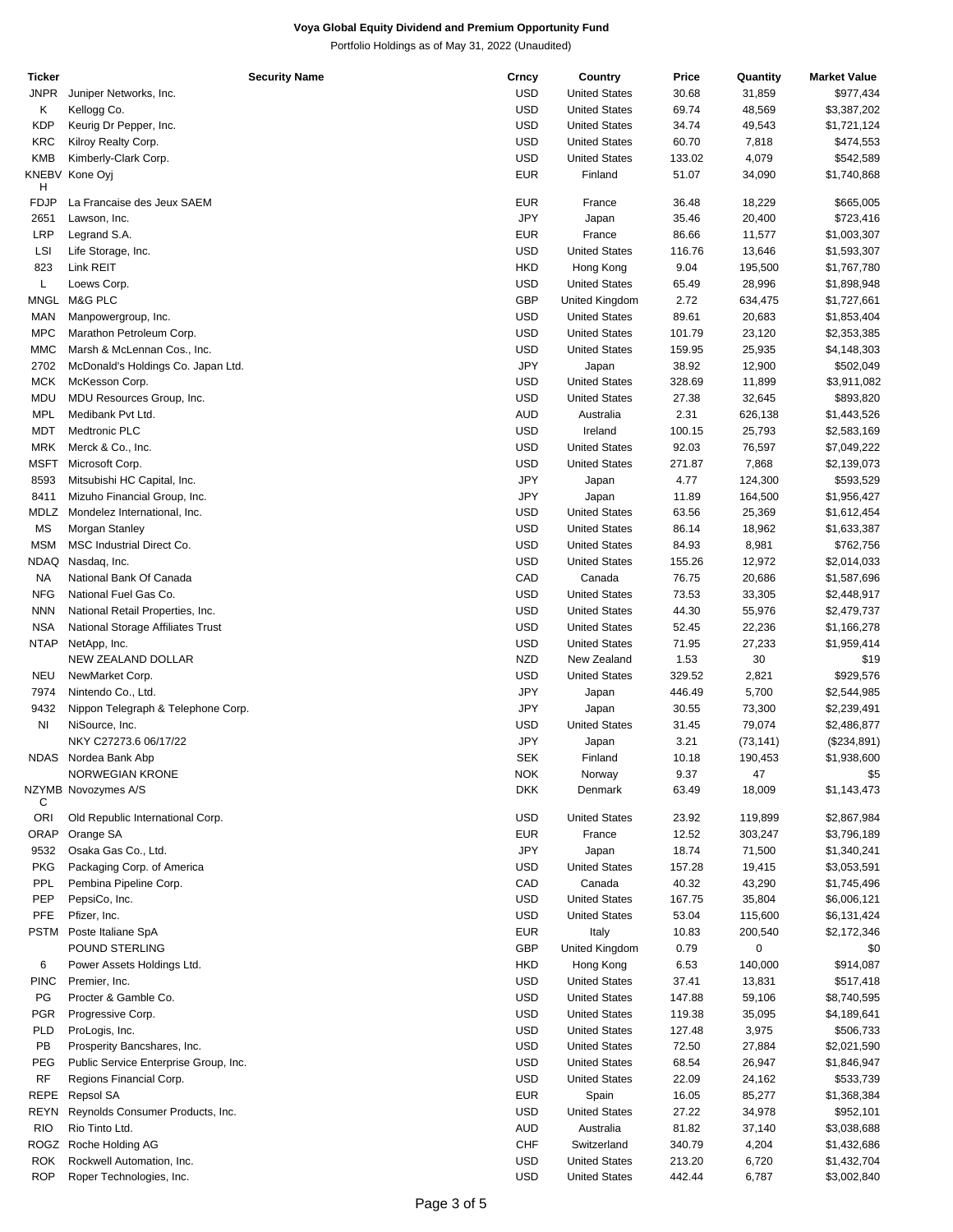**Voya Global Equity Dividend and Premium Opportunity Fund**

Portfolio Holdings as of May 31, 2022 (Unaudited)

| Ticker | Security Name | Crncy | Country | Price | Quantity | Market Value |
|---|---|---|---|---|---|---|
| JNPR | Juniper Networks, Inc. | USD | United States | 30.68 | 31,859 | $977,434 |
| K | Kellogg Co. | USD | United States | 69.74 | 48,569 | $3,387,202 |
| KDP | Keurig Dr Pepper, Inc. | USD | United States | 34.74 | 49,543 | $1,721,124 |
| KRC | Kilroy Realty Corp. | USD | United States | 60.70 | 7,818 | $474,553 |
| KMB | Kimberly-Clark Corp. | USD | United States | 133.02 | 4,079 | $542,589 |
| KNEBVH | Kone Oyj | EUR | Finland | 51.07 | 34,090 | $1,740,868 |
| FDJP | La Francaise des Jeux SAEM | EUR | France | 36.48 | 18,229 | $665,005 |
| 2651 | Lawson, Inc. | JPY | Japan | 35.46 | 20,400 | $723,416 |
| LRP | Legrand S.A. | EUR | France | 86.66 | 11,577 | $1,003,307 |
| LSI | Life Storage, Inc. | USD | United States | 116.76 | 13,646 | $1,593,307 |
| 823 | Link REIT | HKD | Hong Kong | 9.04 | 195,500 | $1,767,780 |
| L | Loews Corp. | USD | United States | 65.49 | 28,996 | $1,898,948 |
| MNGL | M&G PLC | GBP | United Kingdom | 2.72 | 634,475 | $1,727,661 |
| MAN | Manpowergroup, Inc. | USD | United States | 89.61 | 20,683 | $1,853,404 |
| MPC | Marathon Petroleum Corp. | USD | United States | 101.79 | 23,120 | $2,353,385 |
| MMC | Marsh & McLennan Cos., Inc. | USD | United States | 159.95 | 25,935 | $4,148,303 |
| 2702 | McDonald's Holdings Co. Japan Ltd. | JPY | Japan | 38.92 | 12,900 | $502,049 |
| MCK | McKesson Corp. | USD | United States | 328.69 | 11,899 | $3,911,082 |
| MDU | MDU Resources Group, Inc. | USD | United States | 27.38 | 32,645 | $893,820 |
| MPL | Medibank Pvt Ltd. | AUD | Australia | 2.31 | 626,138 | $1,443,526 |
| MDT | Medtronic PLC | USD | Ireland | 100.15 | 25,793 | $2,583,169 |
| MRK | Merck & Co., Inc. | USD | United States | 92.03 | 76,597 | $7,049,222 |
| MSFT | Microsoft Corp. | USD | United States | 271.87 | 7,868 | $2,139,073 |
| 8593 | Mitsubishi HC Capital, Inc. | JPY | Japan | 4.77 | 124,300 | $593,529 |
| 8411 | Mizuho Financial Group, Inc. | JPY | Japan | 11.89 | 164,500 | $1,956,427 |
| MDLZ | Mondelez International, Inc. | USD | United States | 63.56 | 25,369 | $1,612,454 |
| MS | Morgan Stanley | USD | United States | 86.14 | 18,962 | $1,633,387 |
| MSM | MSC Industrial Direct Co. | USD | United States | 84.93 | 8,981 | $762,756 |
| NDAQ | Nasdaq, Inc. | USD | United States | 155.26 | 12,972 | $2,014,033 |
| NA | National Bank Of Canada | CAD | Canada | 76.75 | 20,686 | $1,587,696 |
| NFG | National Fuel Gas Co. | USD | United States | 73.53 | 33,305 | $2,448,917 |
| NNN | National Retail Properties, Inc. | USD | United States | 44.30 | 55,976 | $2,479,737 |
| NSA | National Storage Affiliates Trust | USD | United States | 52.45 | 22,236 | $1,166,278 |
| NTAP | NetApp, Inc. | USD | United States | 71.95 | 27,233 | $1,959,414 |
| | NEW ZEALAND DOLLAR | NZD | New Zealand | 1.53 | 30 | $19 |
| NEU | NewMarket Corp. | USD | United States | 329.52 | 2,821 | $929,576 |
| 7974 | Nintendo Co., Ltd. | JPY | Japan | 446.49 | 5,700 | $2,544,985 |
| 9432 | Nippon Telegraph & Telephone Corp. | JPY | Japan | 30.55 | 73,300 | $2,239,491 |
| NI | NiSource, Inc. | USD | United States | 31.45 | 79,074 | $2,486,877 |
| | NKY C27273.6 06/17/22 | JPY | Japan | 3.21 | (73,141) | ($234,891) |
| NDAS | Nordea Bank Abp | SEK | Finland | 10.18 | 190,453 | $1,938,600 |
| | NORWEGIAN KRONE | NOK | Norway | 9.37 | 47 | $5 |
| NZYMBC | Novozymes A/S | DKK | Denmark | 63.49 | 18,009 | $1,143,473 |
| ORI | Old Republic International Corp. | USD | United States | 23.92 | 119,899 | $2,867,984 |
| ORAP | Orange SA | EUR | France | 12.52 | 303,247 | $3,796,189 |
| 9532 | Osaka Gas Co., Ltd. | JPY | Japan | 18.74 | 71,500 | $1,340,241 |
| PKG | Packaging Corp. of America | USD | United States | 157.28 | 19,415 | $3,053,591 |
| PPL | Pembina Pipeline Corp. | CAD | Canada | 40.32 | 43,290 | $1,745,496 |
| PEP | PepsiCo, Inc. | USD | United States | 167.75 | 35,804 | $6,006,121 |
| PFE | Pfizer, Inc. | USD | United States | 53.04 | 115,600 | $6,131,424 |
| PSTM | Poste Italiane SpA | EUR | Italy | 10.83 | 200,540 | $2,172,346 |
| | POUND STERLING | GBP | United Kingdom | 0.79 | 0 | $0 |
| 6 | Power Assets Holdings Ltd. | HKD | Hong Kong | 6.53 | 140,000 | $914,087 |
| PINC | Premier, Inc. | USD | United States | 37.41 | 13,831 | $517,418 |
| PG | Procter & Gamble Co. | USD | United States | 147.88 | 59,106 | $8,740,595 |
| PGR | Progressive Corp. | USD | United States | 119.38 | 35,095 | $4,189,641 |
| PLD | ProLogis, Inc. | USD | United States | 127.48 | 3,975 | $506,733 |
| PB | Prosperity Bancshares, Inc. | USD | United States | 72.50 | 27,884 | $2,021,590 |
| PEG | Public Service Enterprise Group, Inc. | USD | United States | 68.54 | 26,947 | $1,846,947 |
| RF | Regions Financial Corp. | USD | United States | 22.09 | 24,162 | $533,739 |
| REPE | Repsol SA | EUR | Spain | 16.05 | 85,277 | $1,368,384 |
| REYN | Reynolds Consumer Products, Inc. | USD | United States | 27.22 | 34,978 | $952,101 |
| RIO | Rio Tinto Ltd. | AUD | Australia | 81.82 | 37,140 | $3,038,688 |
| ROGZ | Roche Holding AG | CHF | Switzerland | 340.79 | 4,204 | $1,432,686 |
| ROK | Rockwell Automation, Inc. | USD | United States | 213.20 | 6,720 | $1,432,704 |
| ROP | Roper Technologies, Inc. | USD | United States | 442.44 | 6,787 | $3,002,840 |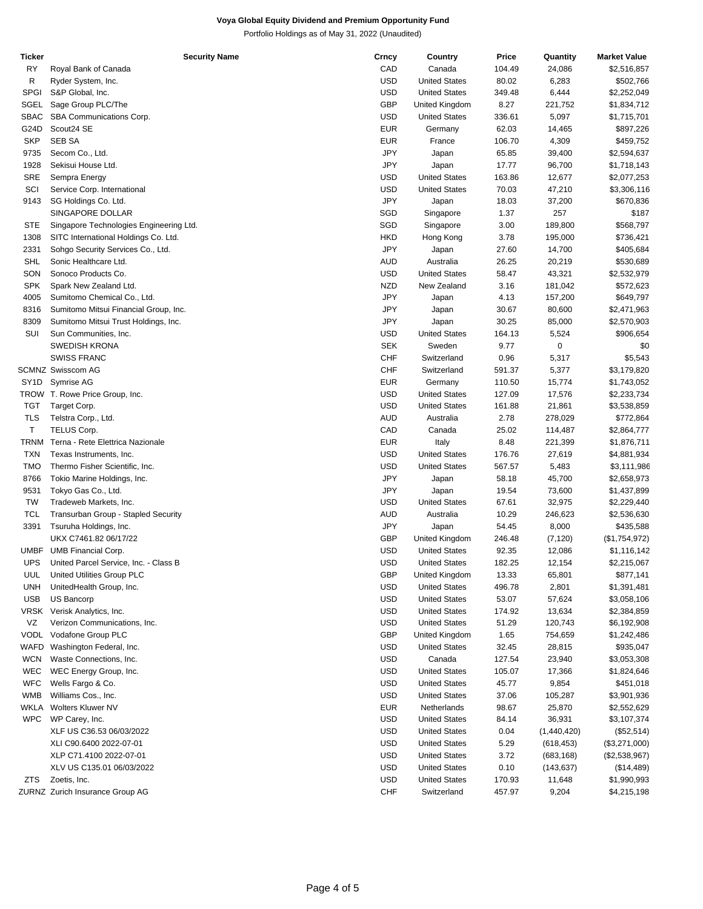**Voya Global Equity Dividend and Premium Opportunity Fund**

Portfolio Holdings as of May 31, 2022 (Unaudited)

| Ticker | Security Name | Crncy | Country | Price | Quantity | Market Value |
|---|---|---|---|---|---|---|
| RY | Royal Bank of Canada | CAD | Canada | 104.49 | 24,086 | $2,516,857 |
| R | Ryder System, Inc. | USD | United States | 80.02 | 6,283 | $502,766 |
| SPGI | S&P Global, Inc. | USD | United States | 349.48 | 6,444 | $2,252,049 |
| SGEL | Sage Group PLC/The | GBP | United Kingdom | 8.27 | 221,752 | $1,834,712 |
| SBAC | SBA Communications Corp. | USD | United States | 336.61 | 5,097 | $1,715,701 |
| G24D | Scout24 SE | EUR | Germany | 62.03 | 14,465 | $897,226 |
| SKP | SEB SA | EUR | France | 106.70 | 4,309 | $459,752 |
| 9735 | Secom Co., Ltd. | JPY | Japan | 65.85 | 39,400 | $2,594,637 |
| 1928 | Sekisui House Ltd. | JPY | Japan | 17.77 | 96,700 | $1,718,143 |
| SRE | Sempra Energy | USD | United States | 163.86 | 12,677 | $2,077,253 |
| SCI | Service Corp. International | USD | United States | 70.03 | 47,210 | $3,306,116 |
| 9143 | SG Holdings Co. Ltd. | JPY | Japan | 18.03 | 37,200 | $670,836 |
| | SINGAPORE DOLLAR | SGD | Singapore | 1.37 | 257 | $187 |
| STE | Singapore Technologies Engineering Ltd. | SGD | Singapore | 3.00 | 189,800 | $568,797 |
| 1308 | SITC International Holdings Co. Ltd. | HKD | Hong Kong | 3.78 | 195,000 | $736,421 |
| 2331 | Sohgo Security Services Co., Ltd. | JPY | Japan | 27.60 | 14,700 | $405,684 |
| SHL | Sonic Healthcare Ltd. | AUD | Australia | 26.25 | 20,219 | $530,689 |
| SON | Sonoco Products Co. | USD | United States | 58.47 | 43,321 | $2,532,979 |
| SPK | Spark New Zealand Ltd. | NZD | New Zealand | 3.16 | 181,042 | $572,623 |
| 4005 | Sumitomo Chemical Co., Ltd. | JPY | Japan | 4.13 | 157,200 | $649,797 |
| 8316 | Sumitomo Mitsui Financial Group, Inc. | JPY | Japan | 30.67 | 80,600 | $2,471,963 |
| 8309 | Sumitomo Mitsui Trust Holdings, Inc. | JPY | Japan | 30.25 | 85,000 | $2,570,903 |
| SUI | Sun Communities, Inc. | USD | United States | 164.13 | 5,524 | $906,654 |
| | SWEDISH KRONA | SEK | Sweden | 9.77 | 0 | $0 |
| | SWISS FRANC | CHF | Switzerland | 0.96 | 5,317 | $5,543 |
| SCMNZ | Swisscom AG | CHF | Switzerland | 591.37 | 5,377 | $3,179,820 |
| SY1D | Symrise AG | EUR | Germany | 110.50 | 15,774 | $1,743,052 |
| TROW | T. Rowe Price Group, Inc. | USD | United States | 127.09 | 17,576 | $2,233,734 |
| TGT | Target Corp. | USD | United States | 161.88 | 21,861 | $3,538,859 |
| TLS | Telstra Corp., Ltd. | AUD | Australia | 2.78 | 278,029 | $772,864 |
| T | TELUS Corp. | CAD | Canada | 25.02 | 114,487 | $2,864,777 |
| TRNM | Terna - Rete Elettrica Nazionale | EUR | Italy | 8.48 | 221,399 | $1,876,711 |
| TXN | Texas Instruments, Inc. | USD | United States | 176.76 | 27,619 | $4,881,934 |
| TMO | Thermo Fisher Scientific, Inc. | USD | United States | 567.57 | 5,483 | $3,111,986 |
| 8766 | Tokio Marine Holdings, Inc. | JPY | Japan | 58.18 | 45,700 | $2,658,973 |
| 9531 | Tokyo Gas Co., Ltd. | JPY | Japan | 19.54 | 73,600 | $1,437,899 |
| TW | Tradeweb Markets, Inc. | USD | United States | 67.61 | 32,975 | $2,229,440 |
| TCL | Transurban Group - Stapled Security | AUD | Australia | 10.29 | 246,623 | $2,536,630 |
| 3391 | Tsuruha Holdings, Inc. | JPY | Japan | 54.45 | 8,000 | $435,588 |
| | UKX C7461.82 06/17/22 | GBP | United Kingdom | 246.48 | (7,120) | ($1,754,972) |
| UMBF | UMB Financial Corp. | USD | United States | 92.35 | 12,086 | $1,116,142 |
| UPS | United Parcel Service, Inc. - Class B | USD | United States | 182.25 | 12,154 | $2,215,067 |
| UUL | United Utilities Group PLC | GBP | United Kingdom | 13.33 | 65,801 | $877,141 |
| UNH | UnitedHealth Group, Inc. | USD | United States | 496.78 | 2,801 | $1,391,481 |
| USB | US Bancorp | USD | United States | 53.07 | 57,624 | $3,058,106 |
| VRSK | Verisk Analytics, Inc. | USD | United States | 174.92 | 13,634 | $2,384,859 |
| VZ | Verizon Communications, Inc. | USD | United States | 51.29 | 120,743 | $6,192,908 |
| VODL | Vodafone Group PLC | GBP | United Kingdom | 1.65 | 754,659 | $1,242,486 |
| WAFD | Washington Federal, Inc. | USD | United States | 32.45 | 28,815 | $935,047 |
| WCN | Waste Connections, Inc. | USD | Canada | 127.54 | 23,940 | $3,053,308 |
| WEC | WEC Energy Group, Inc. | USD | United States | 105.07 | 17,366 | $1,824,646 |
| WFC | Wells Fargo & Co. | USD | United States | 45.77 | 9,854 | $451,018 |
| WMB | Williams Cos., Inc. | USD | United States | 37.06 | 105,287 | $3,901,936 |
| WKLA | Wolters Kluwer NV | EUR | Netherlands | 98.67 | 25,870 | $2,552,629 |
| WPC | WP Carey, Inc. | USD | United States | 84.14 | 36,931 | $3,107,374 |
| | XLF US C36.53 06/03/2022 | USD | United States | 0.04 | (1,440,420) | ($52,514) |
| | XLI C90.6400 2022-07-01 | USD | United States | 5.29 | (618,453) | ($3,271,000) |
| | XLP C71.4100 2022-07-01 | USD | United States | 3.72 | (683,168) | ($2,538,967) |
| | XLV US C135.01 06/03/2022 | USD | United States | 0.10 | (143,637) | ($14,489) |
| ZTS | Zoetis, Inc. | USD | United States | 170.93 | 11,648 | $1,990,993 |
| ZURNZ | Zurich Insurance Group AG | CHF | Switzerland | 457.97 | 9,204 | $4,215,198 |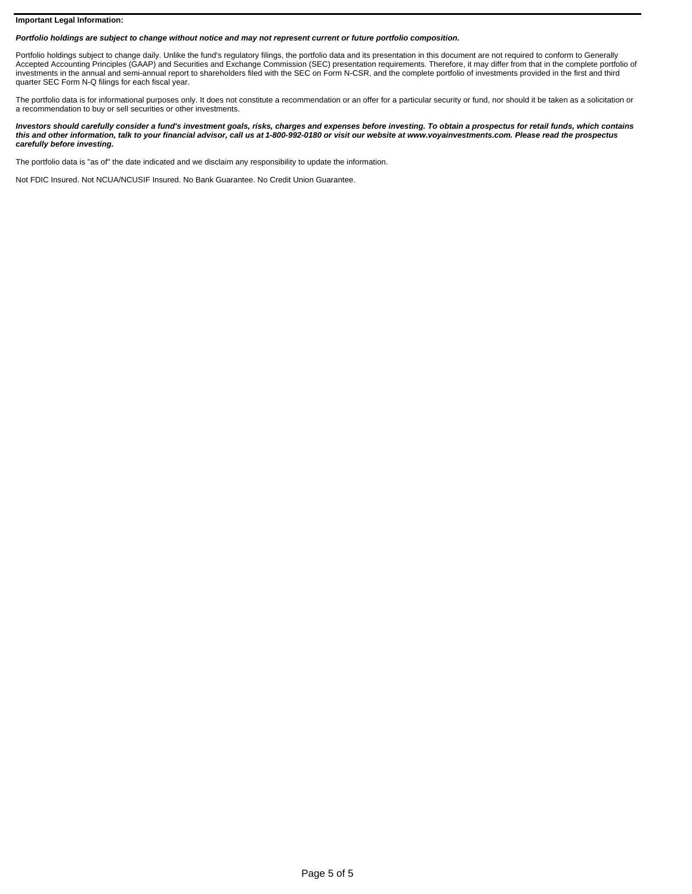**Important Legal Information:**

***Portfolio holdings are subject to change without notice and may not represent current or future portfolio composition.***

Portfolio holdings subject to change daily. Unlike the fund's regulatory filings, the portfolio data and its presentation in this document are not required to conform to Generally Accepted Accounting Principles (GAAP) and Securities and Exchange Commission (SEC) presentation requirements. Therefore, it may differ from that in the complete portfolio of investments in the annual and semi-annual report to shareholders filed with the SEC on Form N-CSR, and the complete portfolio of investments provided in the first and third quarter SEC Form N-Q filings for each fiscal year.

The portfolio data is for informational purposes only. It does not constitute a recommendation or an offer for a particular security or fund, nor should it be taken as a solicitation or a recommendation to buy or sell securities or other investments.

***Investors should carefully consider a fund's investment goals, risks, charges and expenses before investing. To obtain a prospectus for retail funds, which contains this and other information, talk to your financial advisor, call us at 1-800-992-0180 or visit our website at www.voyainvestments.com. Please read the prospectus carefully before investing.***

The portfolio data is "as of" the date indicated and we disclaim any responsibility to update the information.

Not FDIC Insured. Not NCUA/NCUSIF Insured. No Bank Guarantee. No Credit Union Guarantee.